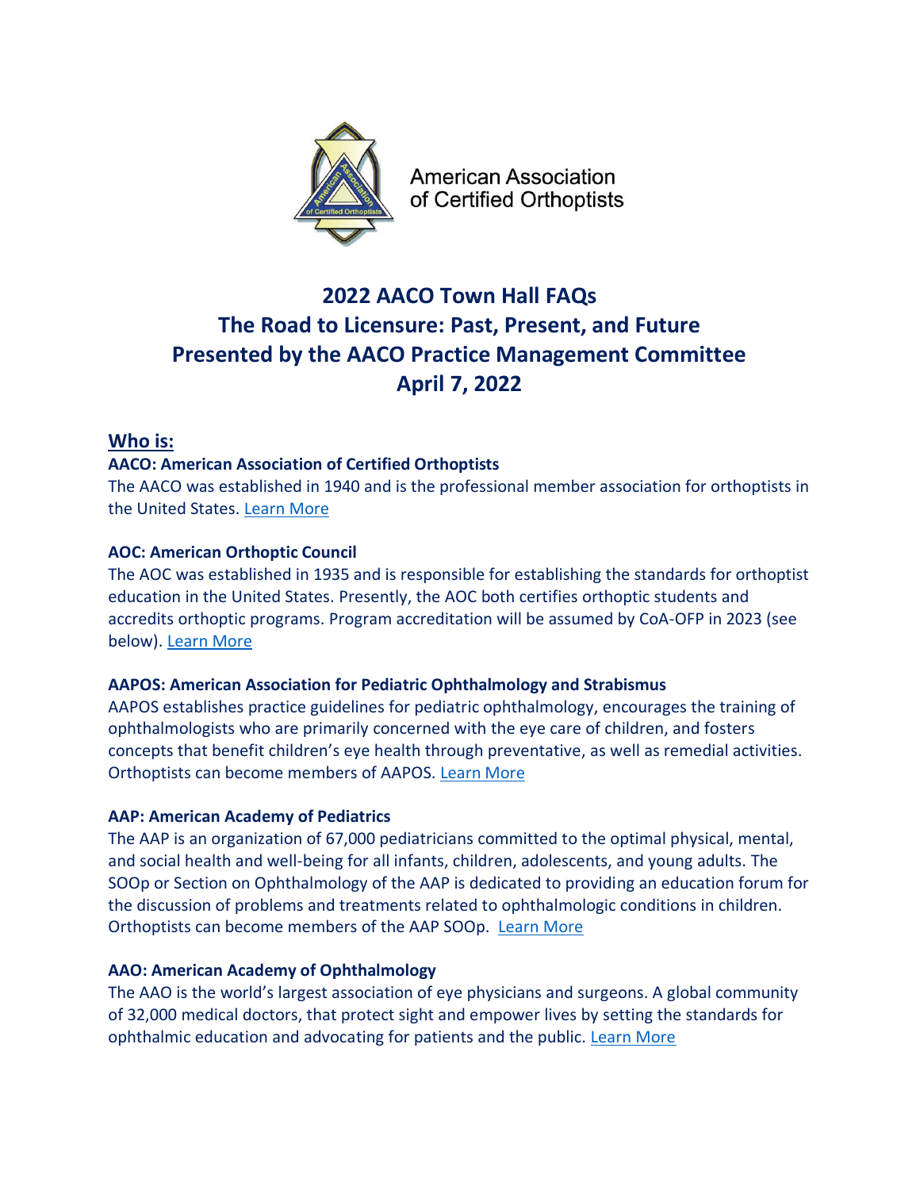American Association of Certified Orthoptists

# 2022 AACO Town Hall FAQs
# The Road to Licensure: Past, Present, and Future
# Presented by the AACO Practice Management Committee
# April 7, 2022

## Who is:

### AACO: American Association of Certified Orthoptists

The AACO was established in 1940 and is the professional member association for orthoptists in the United States. Learn More

### AOC: American Orthoptic Council

The AOC was established in 1935 and is responsible for establishing the standards for orthoptist education in the United States. Presently, the AOC both certifies orthoptic students and accredits orthoptic programs. Program accreditation will be assumed by CoA-OFP in 2023 (see below). Learn More

### AAPOS: American Association for Pediatric Ophthalmology and Strabismus

AAPOS establishes practice guidelines for pediatric ophthalmology, encourages the training of ophthalmologists who are primarily concerned with the eye care of children, and fosters concepts that benefit children's eye health through preventative, as well as remedial activities. Orthoptists can become members of AAPOS. Learn More

### AAP: American Academy of Pediatrics

The AAP is an organization of 67,000 pediatricians committed to the optimal physical, mental, and social health and well-being for all infants, children, adolescents, and young adults. The SOOp or Section on Ophthalmology of the AAP is dedicated to providing an education forum for the discussion of problems and treatments related to ophthalmologic conditions in children. Orthoptists can become members of the AAP SOOp. Learn More

### AAO: American Academy of Ophthalmology

The AAO is the world's largest association of eye physicians and surgeons. A global community of 32,000 medical doctors, that protect sight and empower lives by setting the standards for ophthalmic education and advocating for patients and the public. Learn More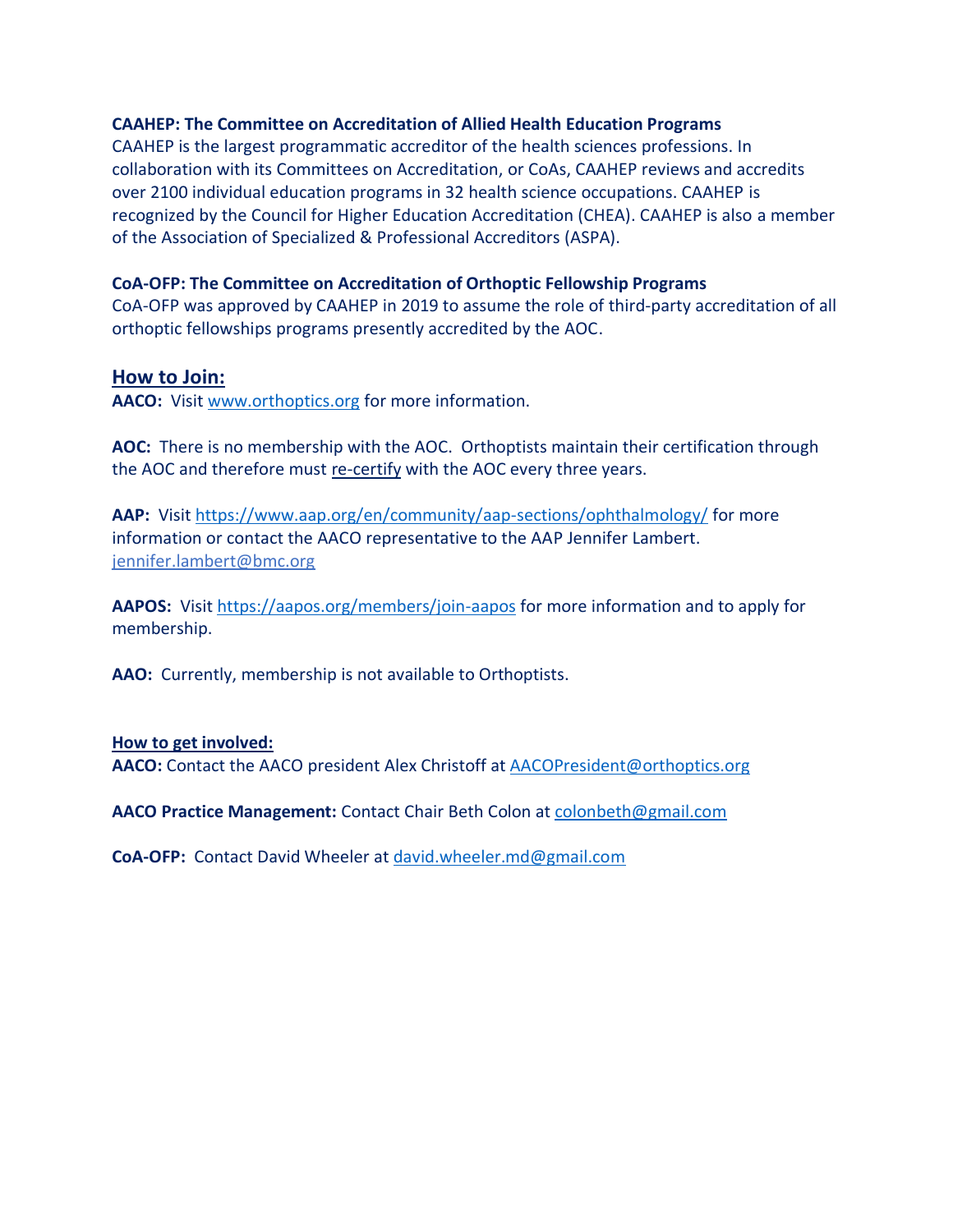**CAAHEP: The Committee on Accreditation of Allied Health Education Programs**
CAAHEP is the largest programmatic accreditor of the health sciences professions. In collaboration with its Committees on Accreditation, or CoAs, CAAHEP reviews and accredits over 2100 individual education programs in 32 health science occupations. CAAHEP is recognized by the Council for Higher Education Accreditation (CHEA). CAAHEP is also a member of the Association of Specialized & Professional Accreditors (ASPA).

**CoA-OFP: The Committee on Accreditation of Orthoptic Fellowship Programs**
CoA-OFP was approved by CAAHEP in 2019 to assume the role of third-party accreditation of all orthoptic fellowships programs presently accredited by the AOC.

## How to Join:

**AACO:** Visit www.orthoptics.org for more information.

**AOC:** There is no membership with the AOC. Orthoptists maintain their certification through the AOC and therefore must re-certify with the AOC every three years.

**AAP:** Visit https://www.aap.org/en/community/aap-sections/ophthalmology/ for more information or contact the AACO representative to the AAP Jennifer Lambert. jennifer.lambert@bmc.org

**AAPOS:** Visit https://aapos.org/members/join-aapos for more information and to apply for membership.

**AAO:** Currently, membership is not available to Orthoptists.

### How to get involved:

**AACO:** Contact the AACO president Alex Christoff at AACOPresident@orthoptics.org

**AACO Practice Management:** Contact Chair Beth Colon at colonbeth@gmail.com

**CoA-OFP:** Contact David Wheeler at david.wheeler.md@gmail.com